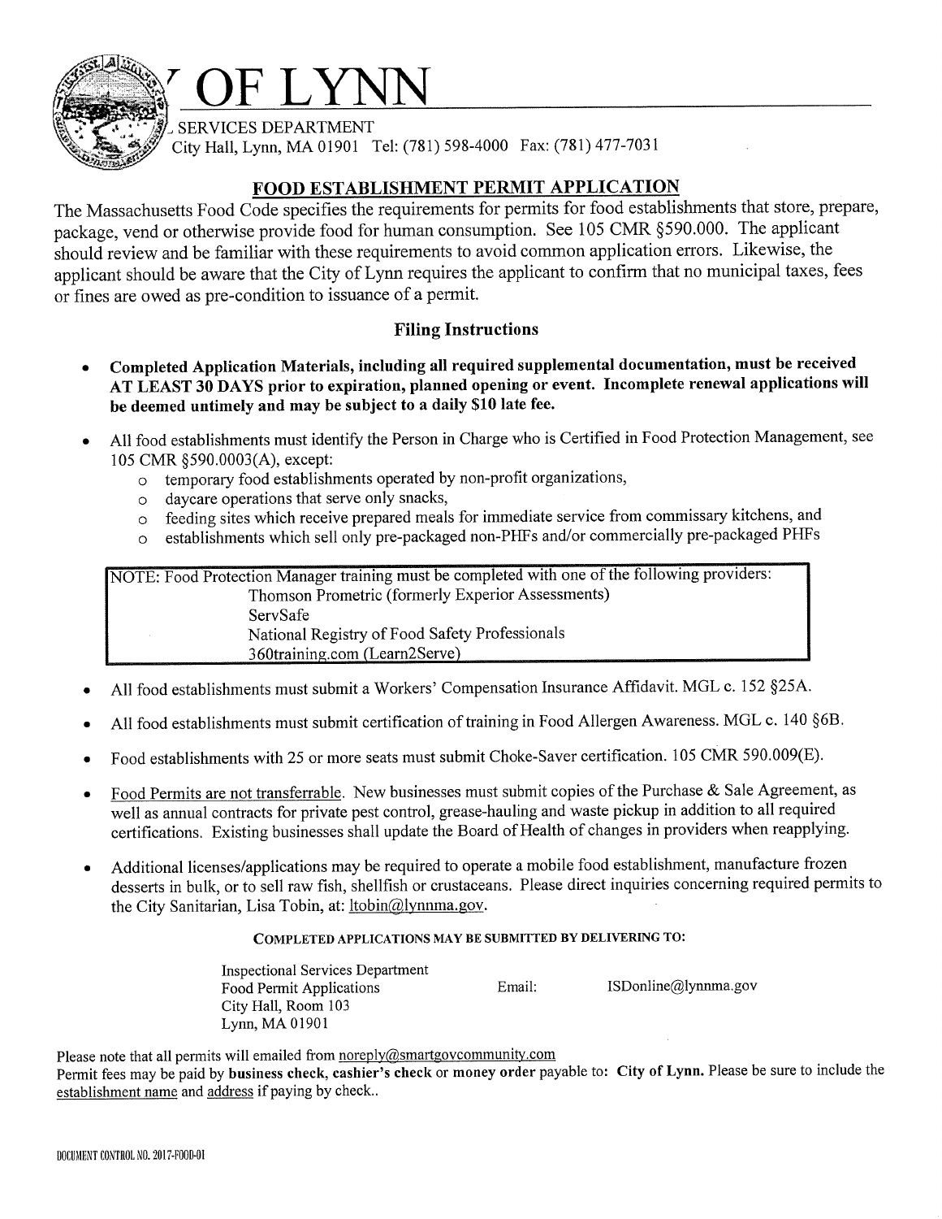# OF LYNN

SERVICES DEPARTMENT
City Hall, Lynn, MA 01901 Tel: (781) 598-4000 Fax: (781) 477-7031

## FOOD ESTABLISHMENT PERMIT APPLICATION

The Massachusetts Food Code specifies the requirements for permits for food establishments that store, prepare, package, vend or otherwise provide food for human consumption. See 105 CMR §590.000. The applicant should review and be familiar with these requirements to avoid common application errors. Likewise, the applicant should be aware that the City of Lynn requires the applicant to confirm that no municipal taxes, fees or fines are owed as pre-condition to issuance of a permit.

### Filing Instructions

- **Completed Application Materials, including all required supplemental documentation, must be received AT LEAST 30 DAYS prior to expiration, planned opening or event. Incomplete renewal applications will be deemed untimely and may be subject to a daily $10 late fee.**
- All food establishments must identify the Person in Charge who is Certified in Food Protection Management, see 105 CMR §590.0003(A), except:
  - temporary food establishments operated by non-profit organizations,
  - daycare operations that serve only snacks,
  - feeding sites which receive prepared meals for immediate service from commissary kitchens, and
  - establishments which sell only pre-packaged non-PHFs and/or commercially pre-packaged PHFs

> NOTE: Food Protection Manager training must be completed with one of the following providers:
> Thomson Prometric (formerly Experior Assessments)
> ServSafe
> National Registry of Food Safety Professionals
> 360training.com (Learn2Serve)

- All food establishments must submit a Workers' Compensation Insurance Affidavit. MGL c. 152 §25A.
- All food establishments must submit certification of training in Food Allergen Awareness. MGL c. 140 §6B.
- Food establishments with 25 or more seats must submit Choke-Saver certification. 105 CMR 590.009(E).
- Food Permits are not transferrable. New businesses must submit copies of the Purchase & Sale Agreement, as well as annual contracts for private pest control, grease-hauling and waste pickup in addition to all required certifications. Existing businesses shall update the Board of Health of changes in providers when reapplying.
- Additional licenses/applications may be required to operate a mobile food establishment, manufacture frozen desserts in bulk, or to sell raw fish, shellfish or crustaceans. Please direct inquiries concerning required permits to the City Sanitarian, Lisa Tobin, at: ltobin@lynnma.gov.

**COMPLETED APPLICATIONS MAY BE SUBMITTED BY DELIVERING TO:**

Inspectional Services Department
Food Permit Applications
City Hall, Room 103
Lynn, MA 01901

Email: ISDonline@lynnma.gov

Please note that all permits will emailed from noreply@smartgovcommunity.com
Permit fees may be paid by **business check, cashier's check** or **money order** payable to: **City of Lynn.** Please be sure to include the establishment name and address if paying by check..

DOCUMENT CONTROL NO. 2017-FOOD-01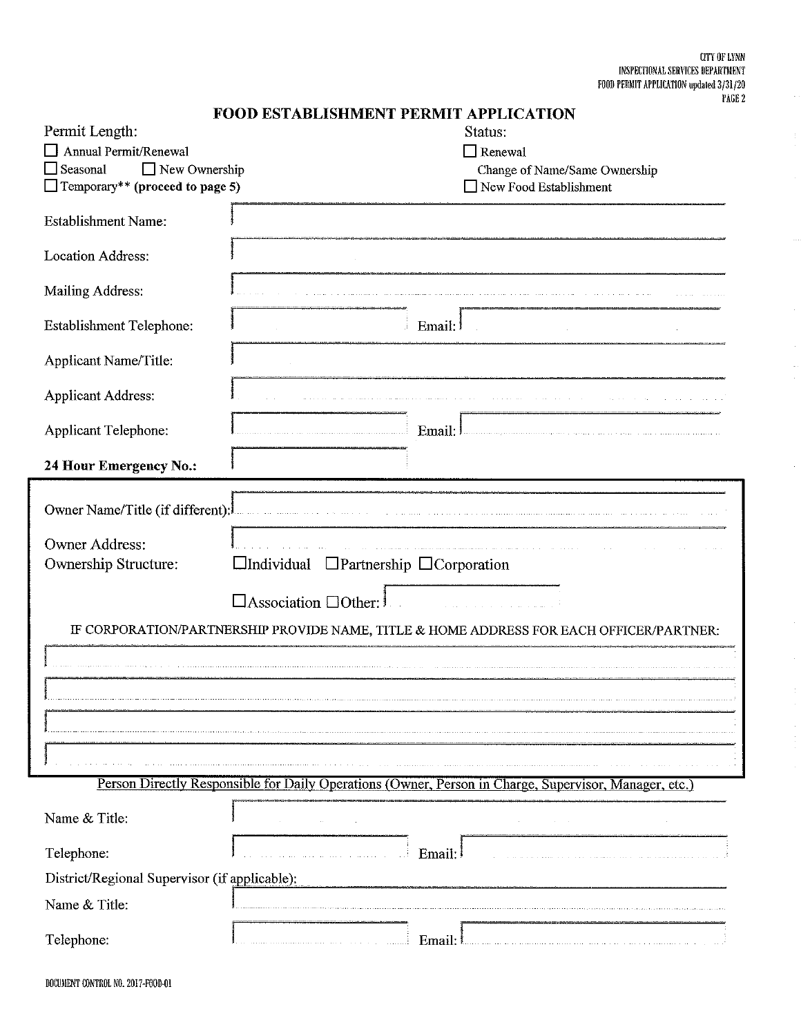# FOOD ESTABLISHMENT PERMIT APPLICATION

**Permit Length:**

- ☐ Annual Permit/Renewal
- ☐ Seasonal ☐ New Ownership
- ☐ Temporary** **(proceed to page 5)**

**Status:**

- ☐ Renewal
- Change of Name/Same Ownership
- ☐ New Food Establishment

Establishment Name: ______________________

Location Address: ______________________

Mailing Address: ______________________

Establishment Telephone: ______________ Email: ______________

Applicant Name/Title: ______________________

Applicant Address: ______________________

Applicant Telephone: ______________ Email: ______________

**24 Hour Emergency No.:** ______________

Owner Name/Title (if different): ______________________

Owner Address: ______________________

Ownership Structure: ☐Individual ☐Partnership ☐Corporation ☐Association ☐Other: ______________

IF CORPORATION/PARTNERSHIP PROVIDE NAME, TITLE & HOME ADDRESS FOR EACH OFFICER/PARTNER:

______________________

______________________

______________________

______________________

<u>Person Directly Responsible for Daily Operations (Owner, Person in Charge, Supervisor, Manager, etc.)</u>

Name & Title: ______________________

Telephone: ______________ Email: ______________

District/Regional Supervisor (if applicable):

Name & Title: ______________________

Telephone: ______________ Email: ______________

DOCUMENT CONTROL NO. 2017-FOOD-01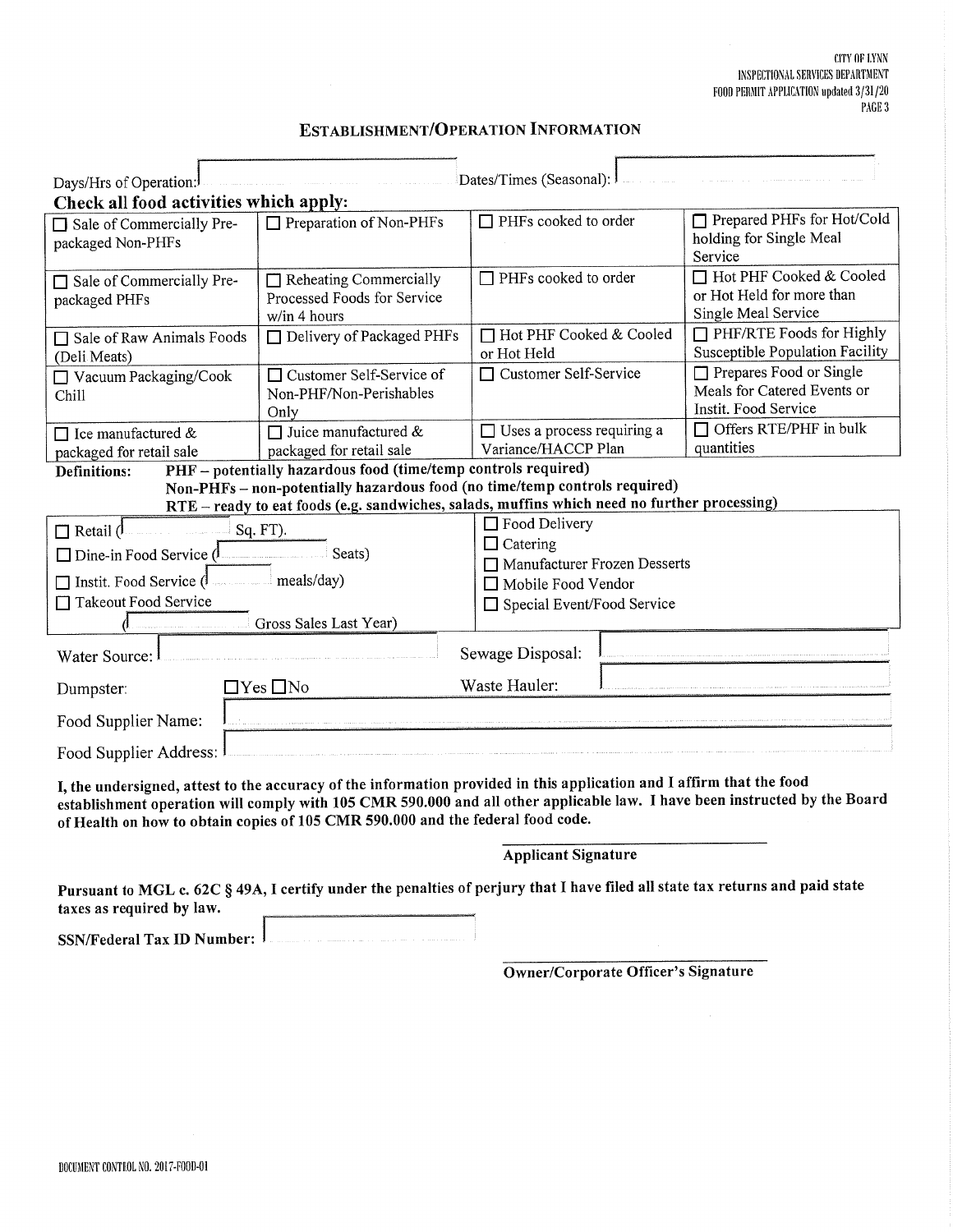CITY OF LYNN
INSPECTIONAL SERVICES DEPARTMENT
FOOD PERMIT APPLICATION updated 3/31/20

## ESTABLISHMENT/OPERATION INFORMATION

Days/Hrs of Operation: ____________ Dates/Times (Seasonal): ____________

**Check all food activities which apply:**

| | | | |
|---|---|---|---|
| ☐ Sale of Commercially Pre-packaged Non-PHFs | ☐ Preparation of Non-PHFs | ☐ PHFs cooked to order | ☐ Prepared PHFs for Hot/Cold holding for Single Meal Service |
| ☐ Sale of Commercially Pre-packaged PHFs | ☐ Reheating Commercially Processed Foods for Service w/in 4 hours | ☐ PHFs cooked to order | ☐ Hot PHF Cooked & Cooled or Hot Held for more than Single Meal Service |
| ☐ Sale of Raw Animals Foods (Deli Meats) | ☐ Delivery of Packaged PHFs | ☐ Hot PHF Cooked & Cooled or Hot Held | ☐ PHF/RTE Foods for Highly Susceptible Population Facility |
| ☐ Vacuum Packaging/Cook Chill | ☐ Customer Self-Service of Non-PHF/Non-Perishables Only | ☐ Customer Self-Service | ☐ Prepares Food or Single Meals for Catered Events or Instit. Food Service |
| ☐ Ice manufactured & packaged for retail sale | ☐ Juice manufactured & packaged for retail sale | ☐ Uses a process requiring a Variance/HACCP Plan | ☐ Offers RTE/PHF in bulk quantities |

**Definitions:** **PHF – potentially hazardous food (time/temp controls required)**
**Non-PHFs – non-potentially hazardous food (no time/temp controls required)**
**RTE – ready to eat foods (e.g. sandwiches, salads, muffins which need no further processing)**

| | |
|---|---|
| ☐ Retail (________ Sq. FT). | ☐ Food Delivery |
| ☐ Dine-in Food Service (________ Seats) | ☐ Catering |
| ☐ Instit. Food Service (________ meals/day) | ☐ Manufacturer Frozen Desserts |
| ☐ Takeout Food Service | ☐ Mobile Food Vendor |
| (________ Gross Sales Last Year) | ☐ Special Event/Food Service |

Water Source: ____________ Sewage Disposal: ____________

Dumpster: ☐Yes ☐No Waste Hauler: ____________

Food Supplier Name: ____________

Food Supplier Address: ____________

**I, the undersigned, attest to the accuracy of the information provided in this application and I affirm that the food establishment operation will comply with 105 CMR 590.000 and all other applicable law. I have been instructed by the Board of Health on how to obtain copies of 105 CMR 590.000 and the federal food code.**

____________________
**Applicant Signature**

**Pursuant to MGL c. 62C § 49A, I certify under the penalties of perjury that I have filed all state tax returns and paid state taxes as required by law.**

**SSN/Federal Tax ID Number:** ____________

____________________
**Owner/Corporate Officer's Signature**

DOCUMENT CONTROL NO. 2017-FOOD-01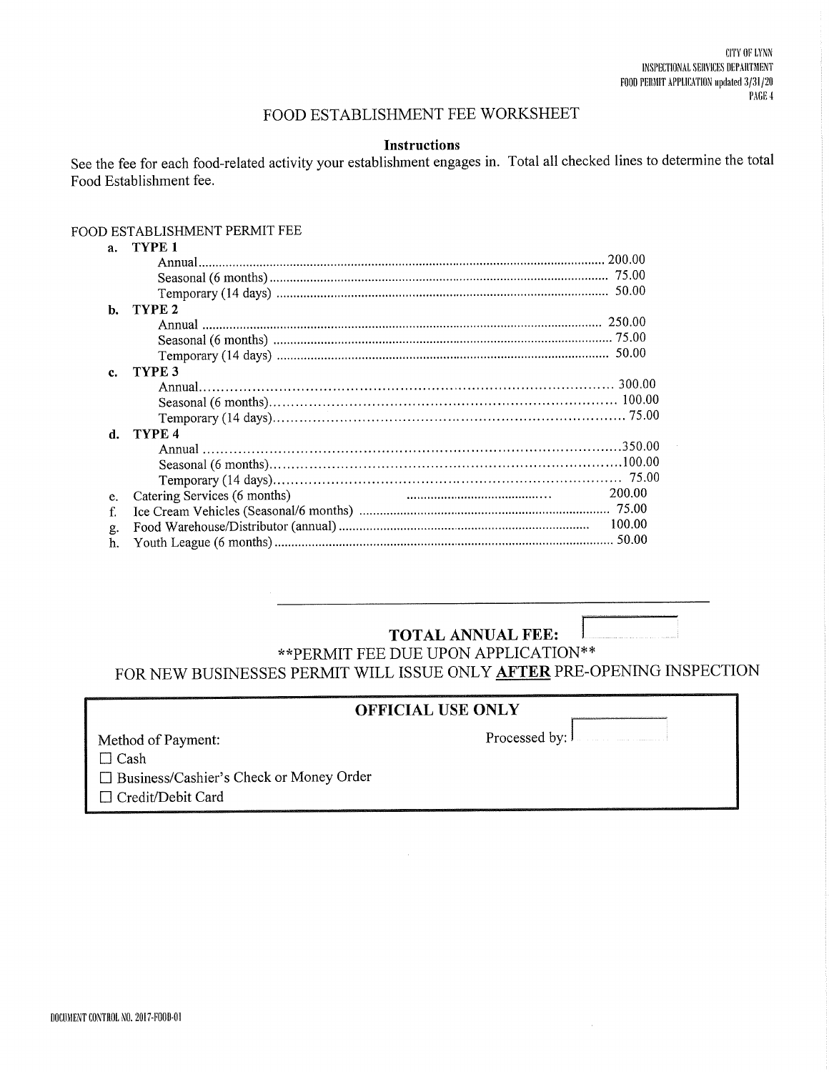# FOOD ESTABLISHMENT FEE WORKSHEET

**Instructions**

See the fee for each food-related activity your establishment engages in. Total all checked lines to determine the total Food Establishment fee.

FOOD ESTABLISHMENT PERMIT FEE

a. **TYPE 1**
   - Annual ........................................ 200.00
   - Seasonal (6 months) ........................................ 75.00
   - Temporary (14 days) ........................................ 50.00

b. **TYPE 2**
   - Annual ........................................ 250.00
   - Seasonal (6 months) ........................................ 75.00
   - Temporary (14 days) ........................................ 50.00

c. **TYPE 3**
   - Annual ........................................ 300.00
   - Seasonal (6 months) ........................................ 100.00
   - Temporary (14 days) ........................................ 75.00

d. **TYPE 4**
   - Annual ........................................ 350.00
   - Seasonal (6 months) ........................................ 100.00
   - Temporary (14 days) ........................................ 75.00

e. Catering Services (6 months) ........................................ 200.00

f. Ice Cream Vehicles (Seasonal/6 months) ........................................ 75.00

g. Food Warehouse/Distributor (annual) ........................................ 100.00

h. Youth League (6 months) ........................................ 50.00

**TOTAL ANNUAL FEE:** ☐

\*\*PERMIT FEE DUE UPON APPLICATION\*\*

FOR NEW BUSINESSES PERMIT WILL ISSUE ONLY **AFTER** PRE-OPENING INSPECTION

**OFFICIAL USE ONLY**

Method of Payment:

- ☐ Cash
- ☐ Business/Cashier's Check or Money Order
- ☐ Credit/Debit Card

Processed by: ☐

DOCUMENT CONTROL NO. 2017-FOOD-01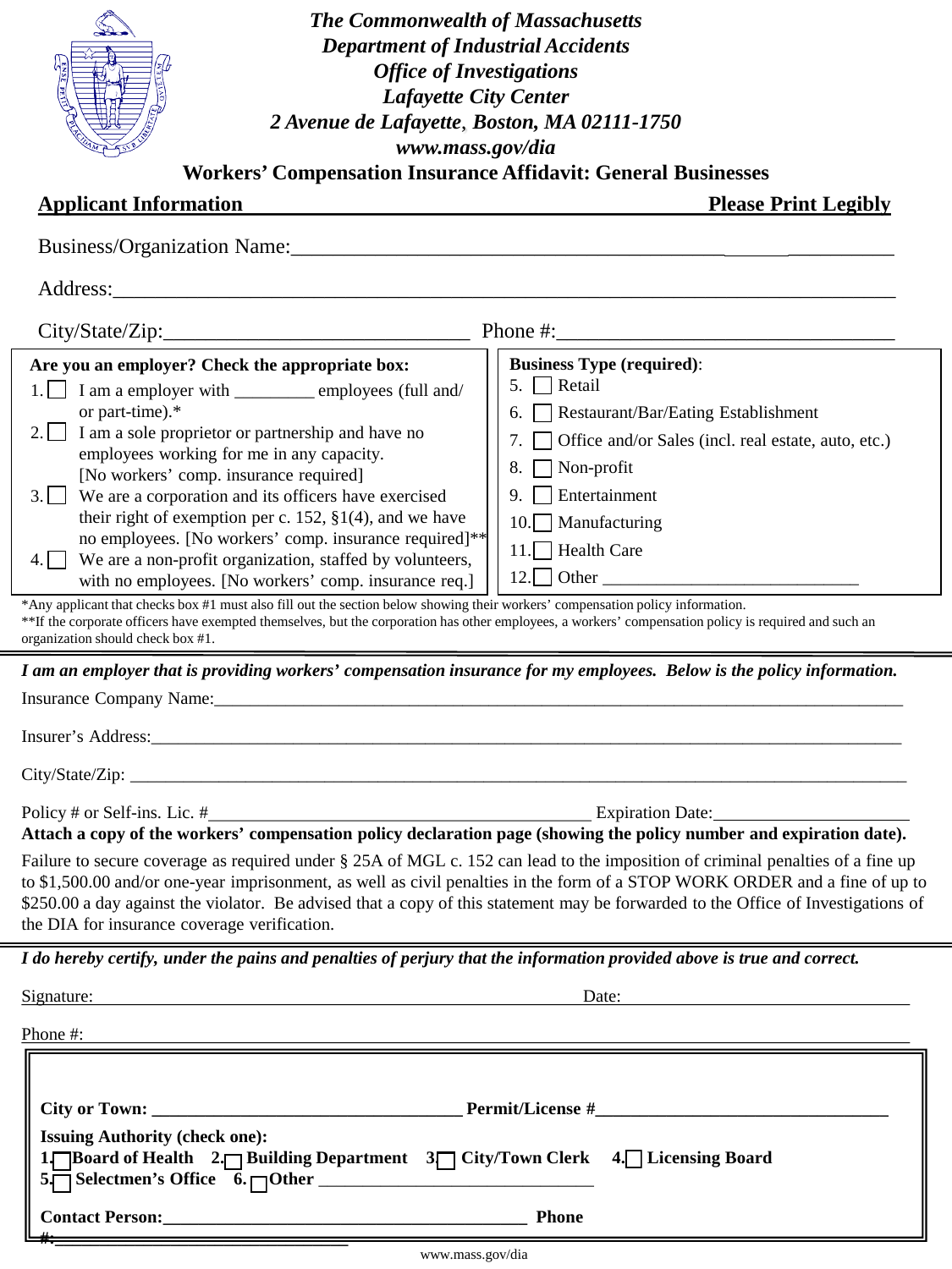*The Commonwealth of Massachusetts*
*Department of Industrial Accidents*
*Office of Investigations*
*Lafayette City Center*
*2 Avenue de Lafayette, Boston, MA 02111-1750*
*www.mass.gov/dia*

## Workers' Compensation Insurance Affidavit: General Businesses

**Applicant Information** **Please Print Legibly**

Business/Organization Name:______________________________________________

Address:__________________________________________________________________

City/State/Zip:______________________________ Phone #:________________________________

**Are you an employer? Check the appropriate box:**

1. ☐ I am a employer with _________ employees (full and/ or part-time).*
2. ☐ I am a sole proprietor or partnership and have no employees working for me in any capacity. [No workers' comp. insurance required]
3. ☐ We are a corporation and its officers have exercised their right of exemption per c. 152, §1(4), and we have no employees. [No workers' comp. insurance required]**
4. ☐ We are a non-profit organization, staffed by volunteers, with no employees. [No workers' comp. insurance req.]

**Business Type (required):**

5. ☐ Retail
6. ☐ Restaurant/Bar/Eating Establishment
7. ☐ Office and/or Sales (incl. real estate, auto, etc.)
8. ☐ Non-profit
9. ☐ Entertainment
10. ☐ Manufacturing
11. ☐ Health Care
12. ☐ Other ____________________________

*Any applicant that checks box #1 must also fill out the section below showing their workers' compensation policy information.
**If the corporate officers have exempted themselves, but the corporation has other employees, a workers' compensation policy is required and such an organization should check box #1.

***I am an employer that is providing workers' compensation insurance for my employees. Below is the policy information.***

Insurance Company Name:__________________________________________________________

Insurer's Address:_______________________________________________________________

City/State/Zip: _________________________________________________________________

Policy # or Self-ins. Lic. #____________________________________________ Expiration Date:______________________

**Attach a copy of the workers' compensation policy declaration page (showing the policy number and expiration date).**

Failure to secure coverage as required under § 25A of MGL c. 152 can lead to the imposition of criminal penalties of a fine up to $1,500.00 and/or one-year imprisonment, as well as civil penalties in the form of a STOP WORK ORDER and a fine of up to $250.00 a day against the violator. Be advised that a copy of this statement may be forwarded to the Office of Investigations of the DIA for insurance coverage verification.

***I do hereby certify, under the pains and penalties of perjury that the information provided above is true and correct.***

Signature:_____________________________________________ Date:______________________________

Phone #:__________________________________________________________________________

**City or Town:** ___________________________________ **Permit/License #**_________________________________

**Issuing Authority (check one):**
**1.** ☐ **Board of Health** **2.** ☐ **Building Department** **3.** ☐ **City/Town Clerk** **4.** ☐ **Licensing Board**
**5.** ☐ **Selectmen's Office** **6.** ☐ **Other** _______________________________

**Contact Person:**_________________________________________ **Phone #:**_________________________________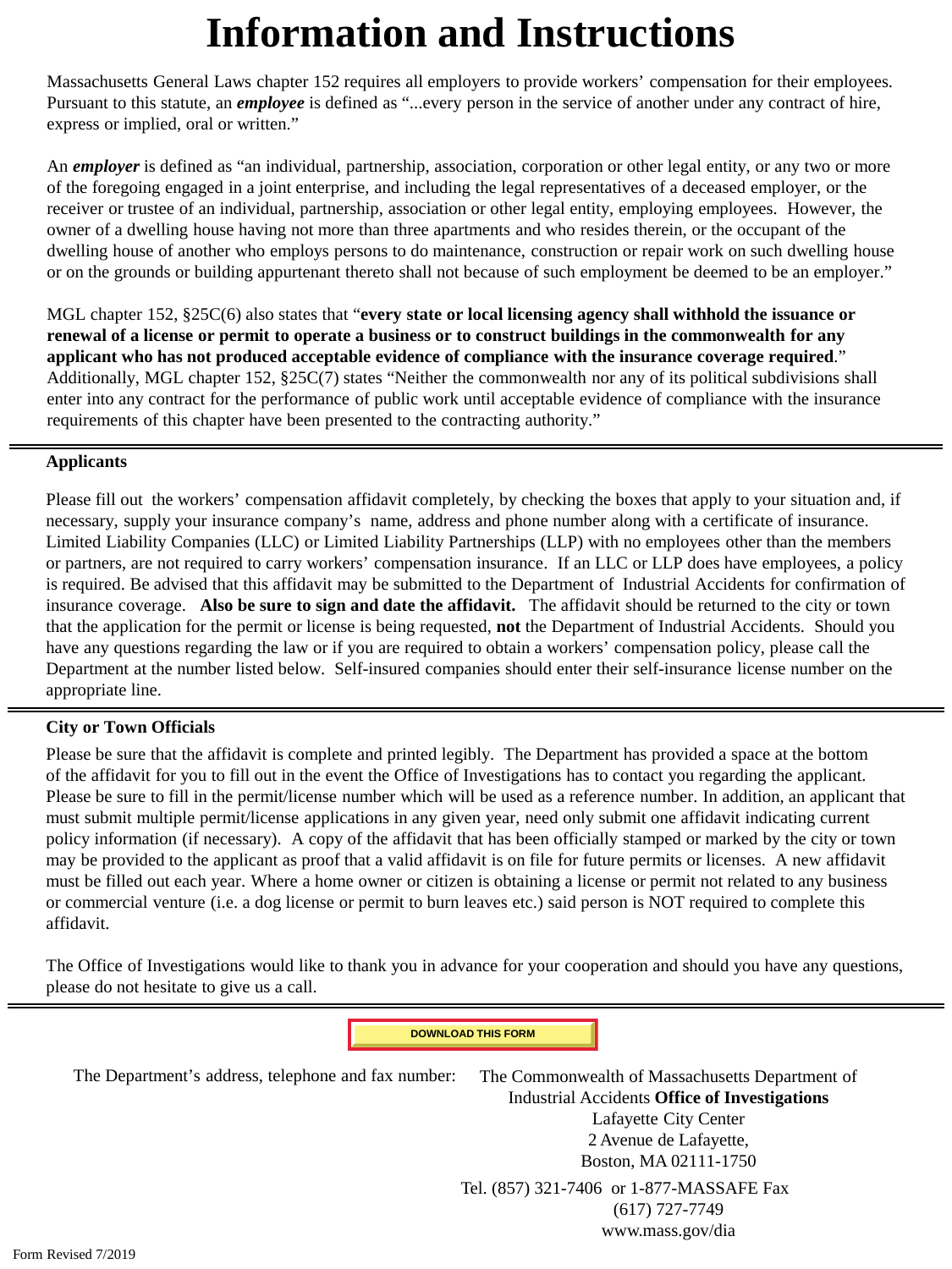# Information and Instructions

Massachusetts General Laws chapter 152 requires all employers to provide workers' compensation for their employees. Pursuant to this statute, an ***employee*** is defined as "...every person in the service of another under any contract of hire, express or implied, oral or written."

An ***employer*** is defined as "an individual, partnership, association, corporation or other legal entity, or any two or more of the foregoing engaged in a joint enterprise, and including the legal representatives of a deceased employer, or the receiver or trustee of an individual, partnership, association or other legal entity, employing employees. However, the owner of a dwelling house having not more than three apartments and who resides therein, or the occupant of the dwelling house of another who employs persons to do maintenance, construction or repair work on such dwelling house or on the grounds or building appurtenant thereto shall not because of such employment be deemed to be an employer."

MGL chapter 152, §25C(6) also states that "**every state or local licensing agency shall withhold the issuance or renewal of a license or permit to operate a business or to construct buildings in the commonwealth for any applicant who has not produced acceptable evidence of compliance with the insurance coverage required**." Additionally, MGL chapter 152, §25C(7) states "Neither the commonwealth nor any of its political subdivisions shall enter into any contract for the performance of public work until acceptable evidence of compliance with the insurance requirements of this chapter have been presented to the contracting authority."

---

**Applicants**

Please fill out the workers' compensation affidavit completely, by checking the boxes that apply to your situation and, if necessary, supply your insurance company's name, address and phone number along with a certificate of insurance. Limited Liability Companies (LLC) or Limited Liability Partnerships (LLP) with no employees other than the members or partners, are not required to carry workers' compensation insurance. If an LLC or LLP does have employees, a policy is required. Be advised that this affidavit may be submitted to the Department of Industrial Accidents for confirmation of insurance coverage. **Also be sure to sign and date the affidavit.** The affidavit should be returned to the city or town that the application for the permit or license is being requested, **not** the Department of Industrial Accidents. Should you have any questions regarding the law or if you are required to obtain a workers' compensation policy, please call the Department at the number listed below. Self-insured companies should enter their self-insurance license number on the appropriate line.

---

**City or Town Officials**

Please be sure that the affidavit is complete and printed legibly. The Department has provided a space at the bottom of the affidavit for you to fill out in the event the Office of Investigations has to contact you regarding the applicant. Please be sure to fill in the permit/license number which will be used as a reference number. In addition, an applicant that must submit multiple permit/license applications in any given year, need only submit one affidavit indicating current policy information (if necessary). A copy of the affidavit that has been officially stamped or marked by the city or town may be provided to the applicant as proof that a valid affidavit is on file for future permits or licenses. A new affidavit must be filled out each year. Where a home owner or citizen is obtaining a license or permit not related to any business or commercial venture (i.e. a dog license or permit to burn leaves etc.) said person is NOT required to complete this affidavit.

The Office of Investigations would like to thank you in advance for your cooperation and should you have any questions, please do not hesitate to give us a call.

---

**DOWNLOAD THIS FORM**

The Department's address, telephone and fax number:

The Commonwealth of Massachusetts Department of Industrial Accidents **Office of Investigations**
Lafayette City Center
2 Avenue de Lafayette,
Boston, MA 02111-1750

Tel. (857) 321-7406 or 1-877-MASSAFE Fax (617) 727-7749
www.mass.gov/dia

Form Revised 7/2019